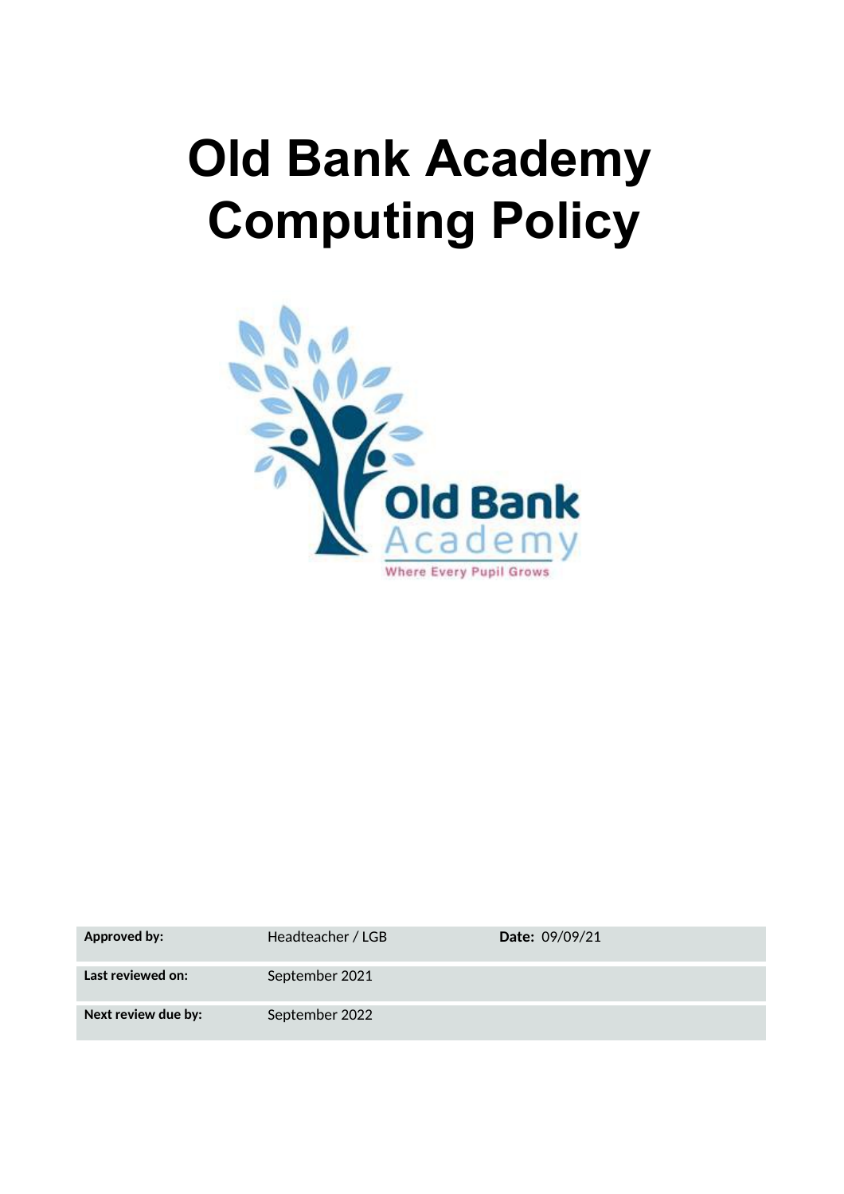# Old Bank Academy Computing Policy

| Approved by: | Headteacher / LGB | Date: 09/09/21 |
|---|---|---|
| Last reviewed on: | September 2021 | |
| Next review due by: | September 2022 | |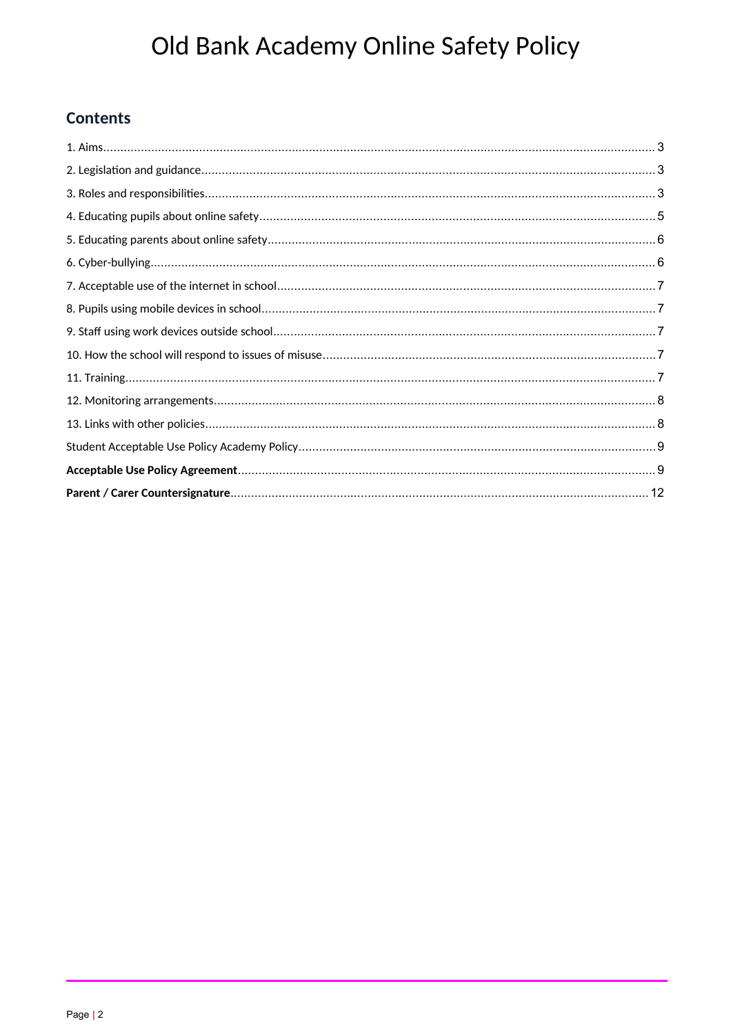# Old Bank Academy Online Safety Policy

## Contents

1. Aims ..... 3
2. Legislation and guidance ..... 3
3. Roles and responsibilities ..... 3
4. Educating pupils about online safety ..... 5
5. Educating parents about online safety ..... 6
6. Cyber-bullying ..... 6
7. Acceptable use of the internet in school ..... 7
8. Pupils using mobile devices in school ..... 7
9. Staff using work devices outside school ..... 7
10. How the school will respond to issues of misuse ..... 7
11. Training ..... 7
12. Monitoring arrangements ..... 8
13. Links with other policies ..... 8

Student Acceptable Use Policy Academy Policy ..... 9

**Acceptable Use Policy Agreement** ..... 9

**Parent / Carer Countersignature** ..... 12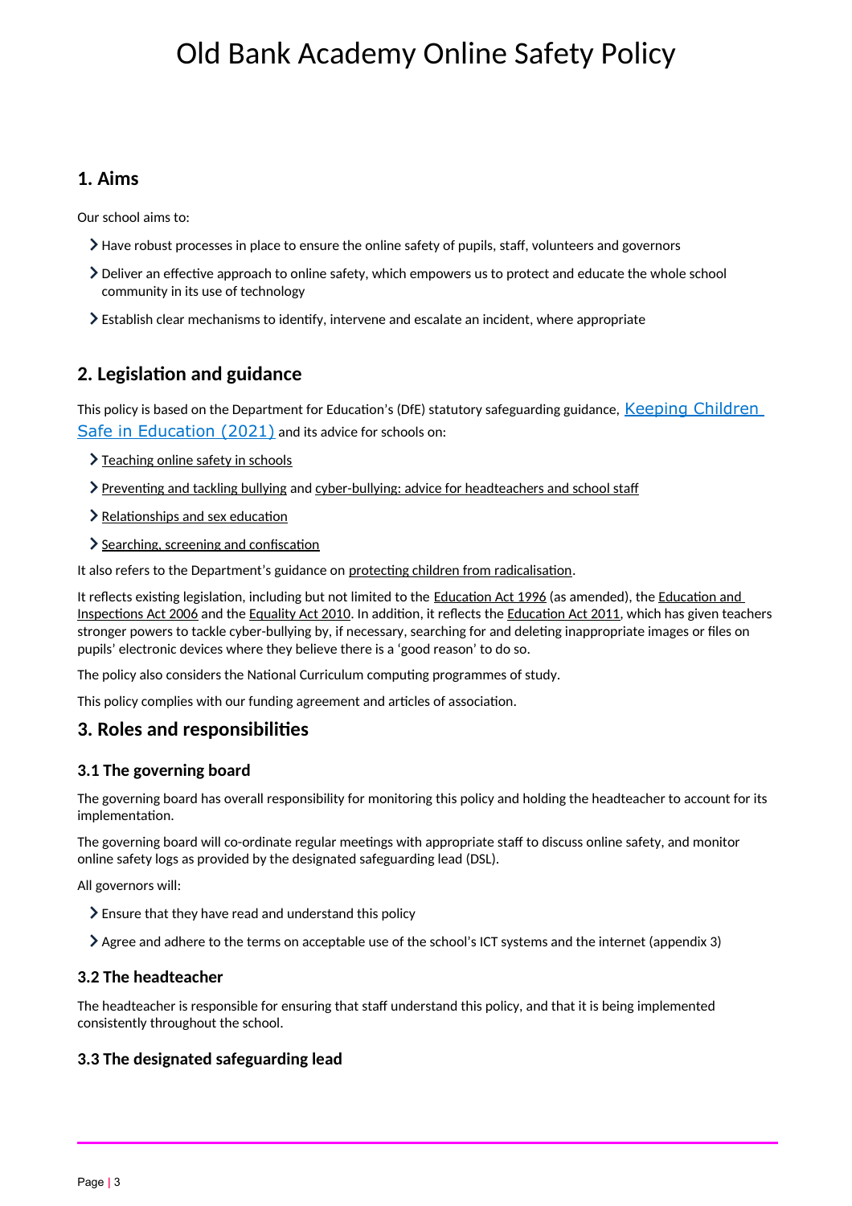# Old Bank Academy Online Safety Policy

## 1. Aims

Our school aims to:

- Have robust processes in place to ensure the online safety of pupils, staff, volunteers and governors
- Deliver an effective approach to online safety, which empowers us to protect and educate the whole school community in its use of technology
- Establish clear mechanisms to identify, intervene and escalate an incident, where appropriate

## 2. Legislation and guidance

This policy is based on the Department for Education's (DfE) statutory safeguarding guidance, Keeping Children Safe in Education (2021) and its advice for schools on:

- Teaching online safety in schools
- Preventing and tackling bullying and cyber-bullying: advice for headteachers and school staff
- Relationships and sex education
- Searching, screening and confiscation

It also refers to the Department's guidance on protecting children from radicalisation.

It reflects existing legislation, including but not limited to the Education Act 1996 (as amended), the Education and Inspections Act 2006 and the Equality Act 2010. In addition, it reflects the Education Act 2011, which has given teachers stronger powers to tackle cyber-bullying by, if necessary, searching for and deleting inappropriate images or files on pupils' electronic devices where they believe there is a 'good reason' to do so.

The policy also considers the National Curriculum computing programmes of study.

This policy complies with our funding agreement and articles of association.

## 3. Roles and responsibilities

### 3.1 The governing board

The governing board has overall responsibility for monitoring this policy and holding the headteacher to account for its implementation.

The governing board will co-ordinate regular meetings with appropriate staff to discuss online safety, and monitor online safety logs as provided by the designated safeguarding lead (DSL).

All governors will:

- Ensure that they have read and understand this policy
- Agree and adhere to the terms on acceptable use of the school's ICT systems and the internet (appendix 3)

### 3.2 The headteacher

The headteacher is responsible for ensuring that staff understand this policy, and that it is being implemented consistently throughout the school.

### 3.3 The designated safeguarding lead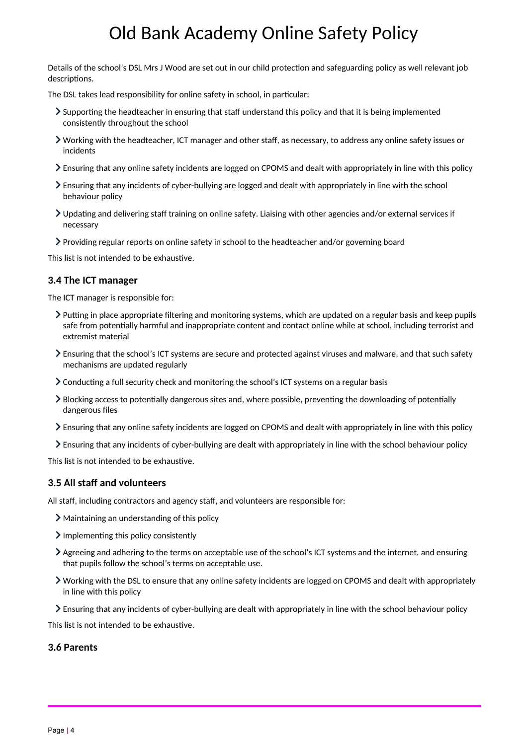Details of the school's DSL Mrs J Wood are set out in our child protection and safeguarding policy as well relevant job descriptions.

The DSL takes lead responsibility for online safety in school, in particular:

- Supporting the headteacher in ensuring that staff understand this policy and that it is being implemented consistently throughout the school
- Working with the headteacher, ICT manager and other staff, as necessary, to address any online safety issues or incidents
- Ensuring that any online safety incidents are logged on CPOMS and dealt with appropriately in line with this policy
- Ensuring that any incidents of cyber-bullying are logged and dealt with appropriately in line with the school behaviour policy
- Updating and delivering staff training on online safety. Liaising with other agencies and/or external services if necessary
- Providing regular reports on online safety in school to the headteacher and/or governing board

This list is not intended to be exhaustive.

### 3.4 The ICT manager

The ICT manager is responsible for:

- Putting in place appropriate filtering and monitoring systems, which are updated on a regular basis and keep pupils safe from potentially harmful and inappropriate content and contact online while at school, including terrorist and extremist material
- Ensuring that the school's ICT systems are secure and protected against viruses and malware, and that such safety mechanisms are updated regularly
- Conducting a full security check and monitoring the school's ICT systems on a regular basis
- Blocking access to potentially dangerous sites and, where possible, preventing the downloading of potentially dangerous files
- Ensuring that any online safety incidents are logged on CPOMS and dealt with appropriately in line with this policy
- Ensuring that any incidents of cyber-bullying are dealt with appropriately in line with the school behaviour policy

This list is not intended to be exhaustive.

### 3.5 All staff and volunteers

All staff, including contractors and agency staff, and volunteers are responsible for:

- Maintaining an understanding of this policy
- Implementing this policy consistently
- Agreeing and adhering to the terms on acceptable use of the school's ICT systems and the internet, and ensuring that pupils follow the school's terms on acceptable use.
- Working with the DSL to ensure that any online safety incidents are logged on CPOMS and dealt with appropriately in line with this policy
- Ensuring that any incidents of cyber-bullying are dealt with appropriately in line with the school behaviour policy

This list is not intended to be exhaustive.

### 3.6 Parents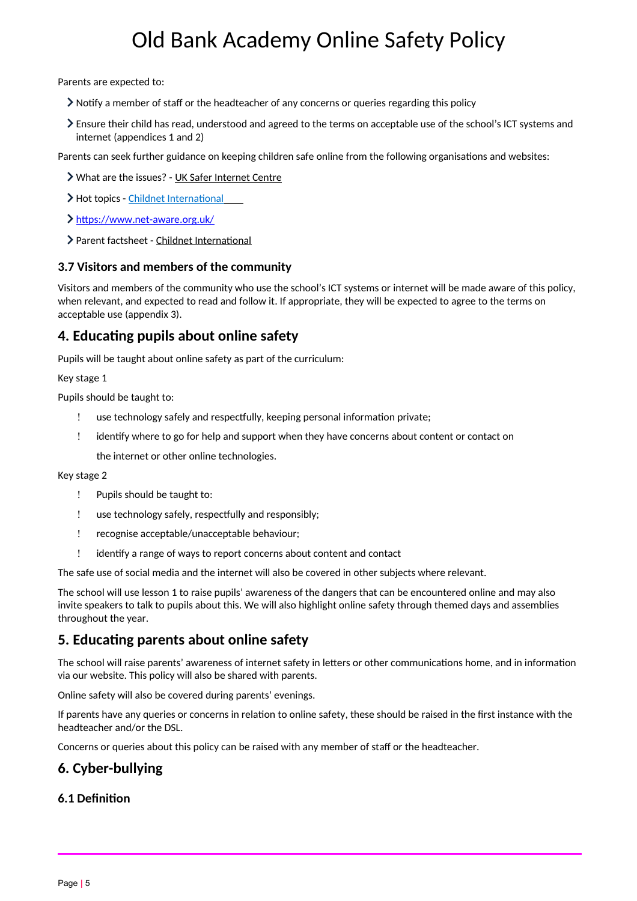Parents are expected to:

- Notify a member of staff or the headteacher of any concerns or queries regarding this policy
- Ensure their child has read, understood and agreed to the terms on acceptable use of the school's ICT systems and internet (appendices 1 and 2)

Parents can seek further guidance on keeping children safe online from the following organisations and websites:

- What are the issues? - UK Safer Internet Centre
- Hot topics - Childnet International
- https://www.net-aware.org.uk/
- Parent factsheet - Childnet International

### 3.7 Visitors and members of the community

Visitors and members of the community who use the school's ICT systems or internet will be made aware of this policy, when relevant, and expected to read and follow it. If appropriate, they will be expected to agree to the terms on acceptable use (appendix 3).

## 4. Educating pupils about online safety

Pupils will be taught about online safety as part of the curriculum:

Key stage 1

Pupils should be taught to:

- use technology safely and respectfully, keeping personal information private;
- identify where to go for help and support when they have concerns about content or contact on the internet or other online technologies.

Key stage 2

- Pupils should be taught to:
- use technology safely, respectfully and responsibly;
- recognise acceptable/unacceptable behaviour;
- identify a range of ways to report concerns about content and contact

The safe use of social media and the internet will also be covered in other subjects where relevant.

The school will use lesson 1 to raise pupils' awareness of the dangers that can be encountered online and may also invite speakers to talk to pupils about this. We will also highlight online safety through themed days and assemblies throughout the year.

## 5. Educating parents about online safety

The school will raise parents' awareness of internet safety in letters or other communications home, and in information via our website. This policy will also be shared with parents.

Online safety will also be covered during parents' evenings.

If parents have any queries or concerns in relation to online safety, these should be raised in the first instance with the headteacher and/or the DSL.

Concerns or queries about this policy can be raised with any member of staff or the headteacher.

## 6. Cyber-bullying

### 6.1 Definition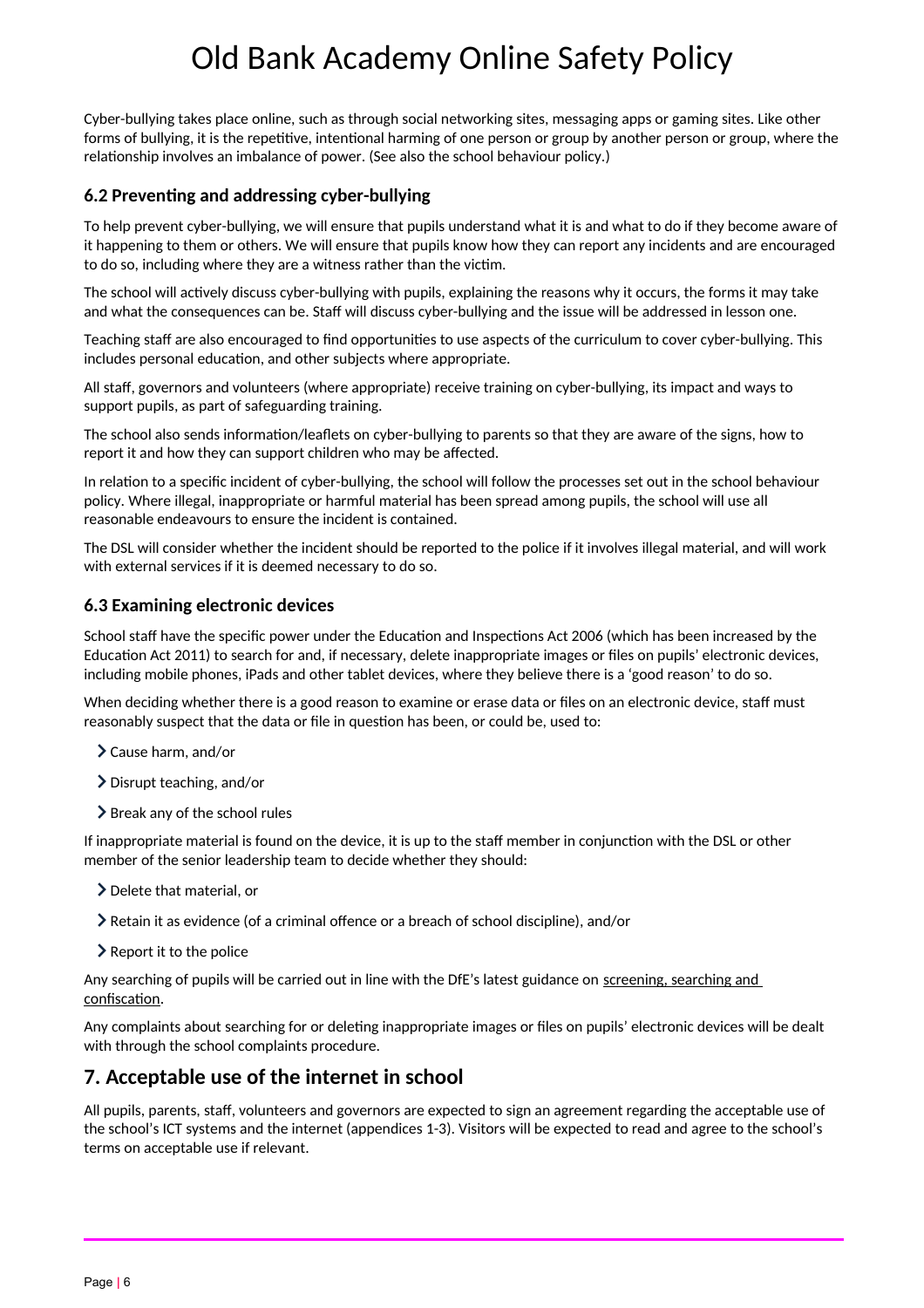Cyber-bullying takes place online, such as through social networking sites, messaging apps or gaming sites. Like other forms of bullying, it is the repetitive, intentional harming of one person or group by another person or group, where the relationship involves an imbalance of power. (See also the school behaviour policy.)

### 6.2 Preventing and addressing cyber-bullying

To help prevent cyber-bullying, we will ensure that pupils understand what it is and what to do if they become aware of it happening to them or others. We will ensure that pupils know how they can report any incidents and are encouraged to do so, including where they are a witness rather than the victim.

The school will actively discuss cyber-bullying with pupils, explaining the reasons why it occurs, the forms it may take and what the consequences can be. Staff will discuss cyber-bullying and the issue will be addressed in lesson one.

Teaching staff are also encouraged to find opportunities to use aspects of the curriculum to cover cyber-bullying. This includes personal education, and other subjects where appropriate.

All staff, governors and volunteers (where appropriate) receive training on cyber-bullying, its impact and ways to support pupils, as part of safeguarding training.

The school also sends information/leaflets on cyber-bullying to parents so that they are aware of the signs, how to report it and how they can support children who may be affected.

In relation to a specific incident of cyber-bullying, the school will follow the processes set out in the school behaviour policy. Where illegal, inappropriate or harmful material has been spread among pupils, the school will use all reasonable endeavours to ensure the incident is contained.

The DSL will consider whether the incident should be reported to the police if it involves illegal material, and will work with external services if it is deemed necessary to do so.

### 6.3 Examining electronic devices

School staff have the specific power under the Education and Inspections Act 2006 (which has been increased by the Education Act 2011) to search for and, if necessary, delete inappropriate images or files on pupils' electronic devices, including mobile phones, iPads and other tablet devices, where they believe there is a 'good reason' to do so.

When deciding whether there is a good reason to examine or erase data or files on an electronic device, staff must reasonably suspect that the data or file in question has been, or could be, used to:

- Cause harm, and/or
- Disrupt teaching, and/or
- Break any of the school rules

If inappropriate material is found on the device, it is up to the staff member in conjunction with the DSL or other member of the senior leadership team to decide whether they should:

- Delete that material, or
- Retain it as evidence (of a criminal offence or a breach of school discipline), and/or
- Report it to the police

Any searching of pupils will be carried out in line with the DfE's latest guidance on screening, searching and confiscation.

Any complaints about searching for or deleting inappropriate images or files on pupils' electronic devices will be dealt with through the school complaints procedure.

## 7. Acceptable use of the internet in school

All pupils, parents, staff, volunteers and governors are expected to sign an agreement regarding the acceptable use of the school's ICT systems and the internet (appendices 1-3). Visitors will be expected to read and agree to the school's terms on acceptable use if relevant.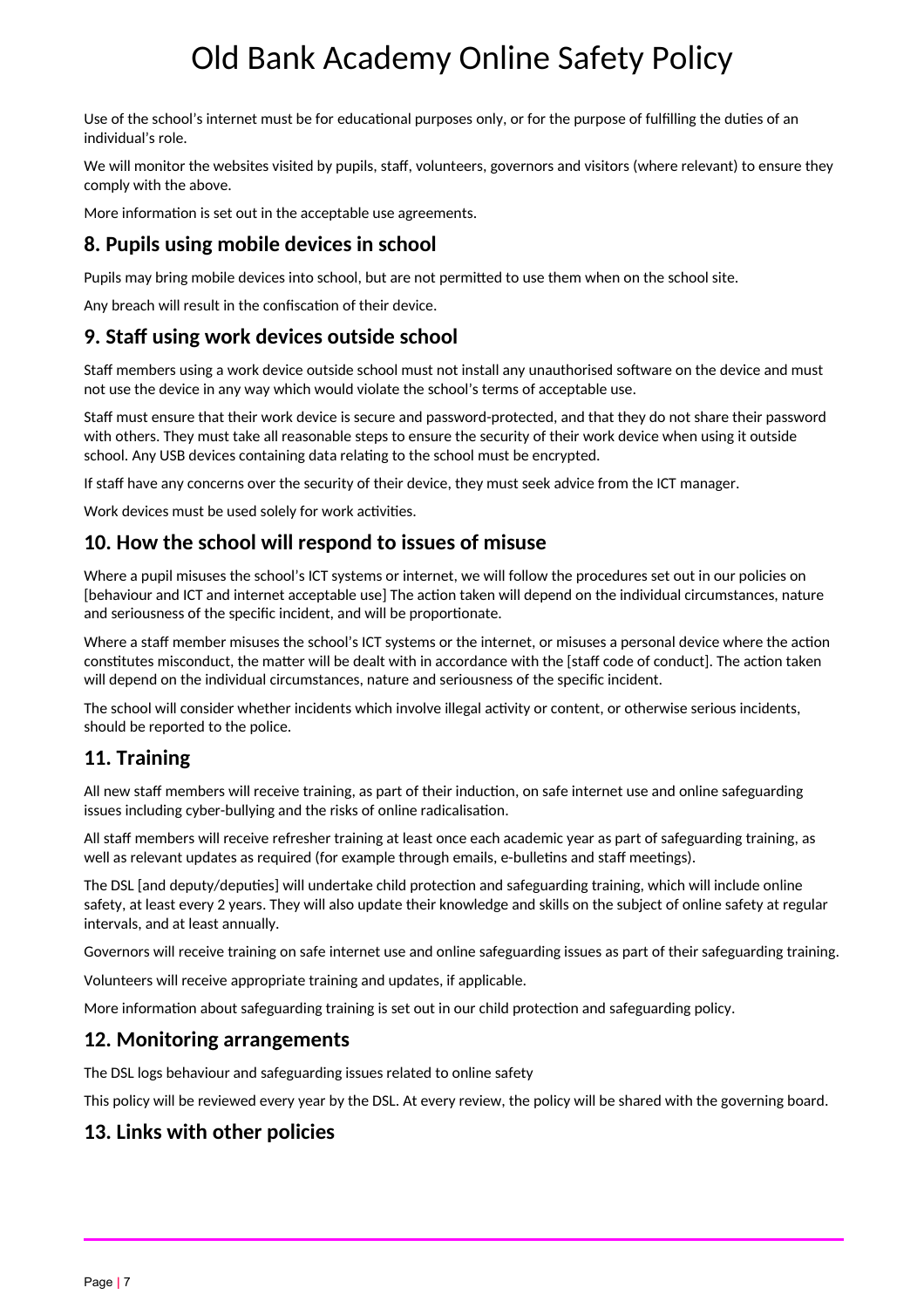Use of the school's internet must be for educational purposes only, or for the purpose of fulfilling the duties of an individual's role.

We will monitor the websites visited by pupils, staff, volunteers, governors and visitors (where relevant) to ensure they comply with the above.

More information is set out in the acceptable use agreements.

## 8. Pupils using mobile devices in school

Pupils may bring mobile devices into school, but are not permitted to use them when on the school site.

Any breach will result in the confiscation of their device.

## 9. Staff using work devices outside school

Staff members using a work device outside school must not install any unauthorised software on the device and must not use the device in any way which would violate the school's terms of acceptable use.

Staff must ensure that their work device is secure and password-protected, and that they do not share their password with others. They must take all reasonable steps to ensure the security of their work device when using it outside school. Any USB devices containing data relating to the school must be encrypted.

If staff have any concerns over the security of their device, they must seek advice from the ICT manager.

Work devices must be used solely for work activities.

## 10. How the school will respond to issues of misuse

Where a pupil misuses the school's ICT systems or internet, we will follow the procedures set out in our policies on [behaviour and ICT and internet acceptable use] The action taken will depend on the individual circumstances, nature and seriousness of the specific incident, and will be proportionate.

Where a staff member misuses the school's ICT systems or the internet, or misuses a personal device where the action constitutes misconduct, the matter will be dealt with in accordance with the [staff code of conduct]. The action taken will depend on the individual circumstances, nature and seriousness of the specific incident.

The school will consider whether incidents which involve illegal activity or content, or otherwise serious incidents, should be reported to the police.

## 11. Training

All new staff members will receive training, as part of their induction, on safe internet use and online safeguarding issues including cyber-bullying and the risks of online radicalisation.

All staff members will receive refresher training at least once each academic year as part of safeguarding training, as well as relevant updates as required (for example through emails, e-bulletins and staff meetings).

The DSL [and deputy/deputies] will undertake child protection and safeguarding training, which will include online safety, at least every 2 years. They will also update their knowledge and skills on the subject of online safety at regular intervals, and at least annually.

Governors will receive training on safe internet use and online safeguarding issues as part of their safeguarding training.

Volunteers will receive appropriate training and updates, if applicable.

More information about safeguarding training is set out in our child protection and safeguarding policy.

## 12. Monitoring arrangements

The DSL logs behaviour and safeguarding issues related to online safety

This policy will be reviewed every year by the DSL. At every review, the policy will be shared with the governing board.

## 13. Links with other policies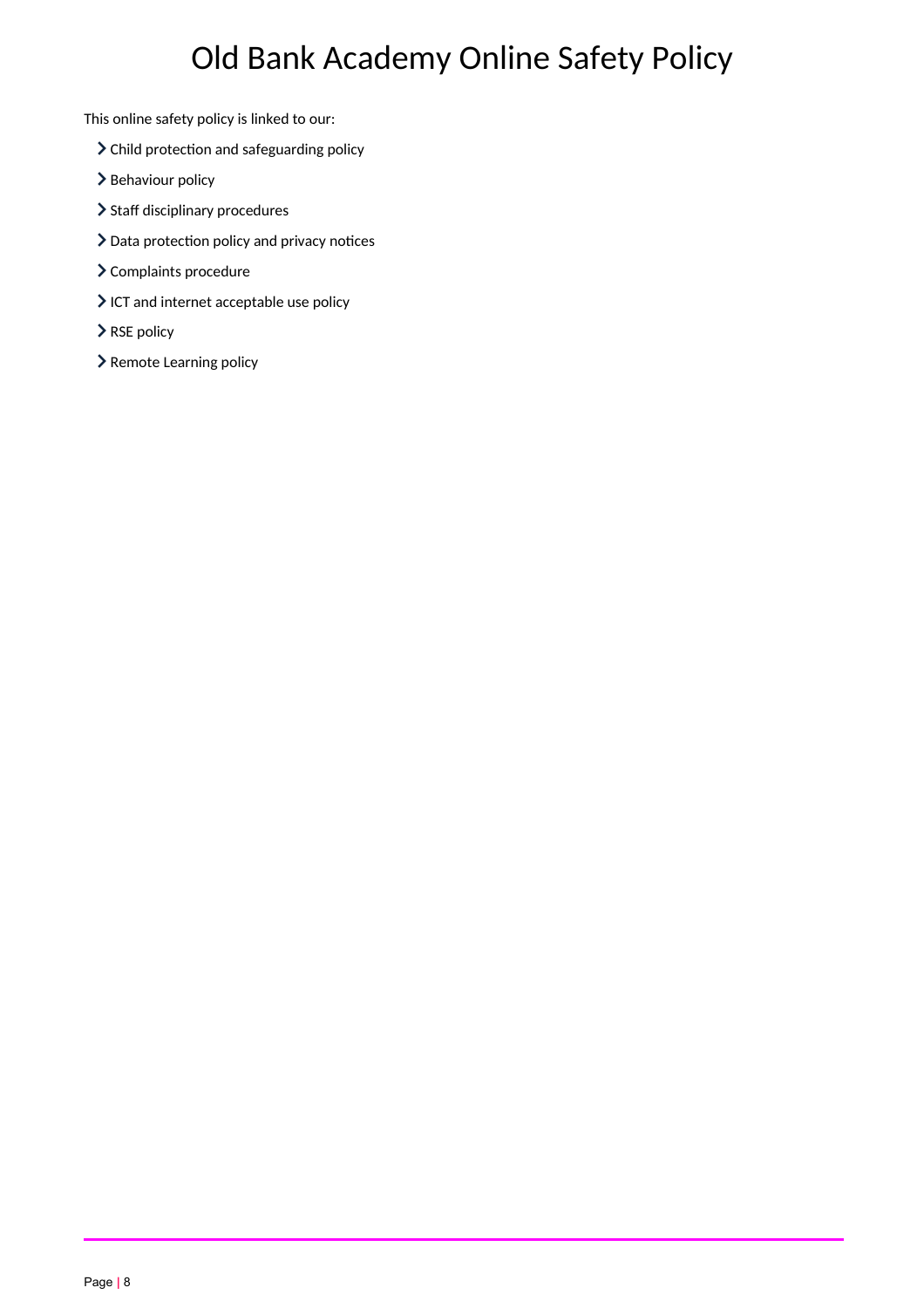# Old Bank Academy Online Safety Policy

This online safety policy is linked to our:

- Child protection and safeguarding policy
- Behaviour policy
- Staff disciplinary procedures
- Data protection policy and privacy notices
- Complaints procedure
- ICT and internet acceptable use policy
- RSE policy
- Remote Learning policy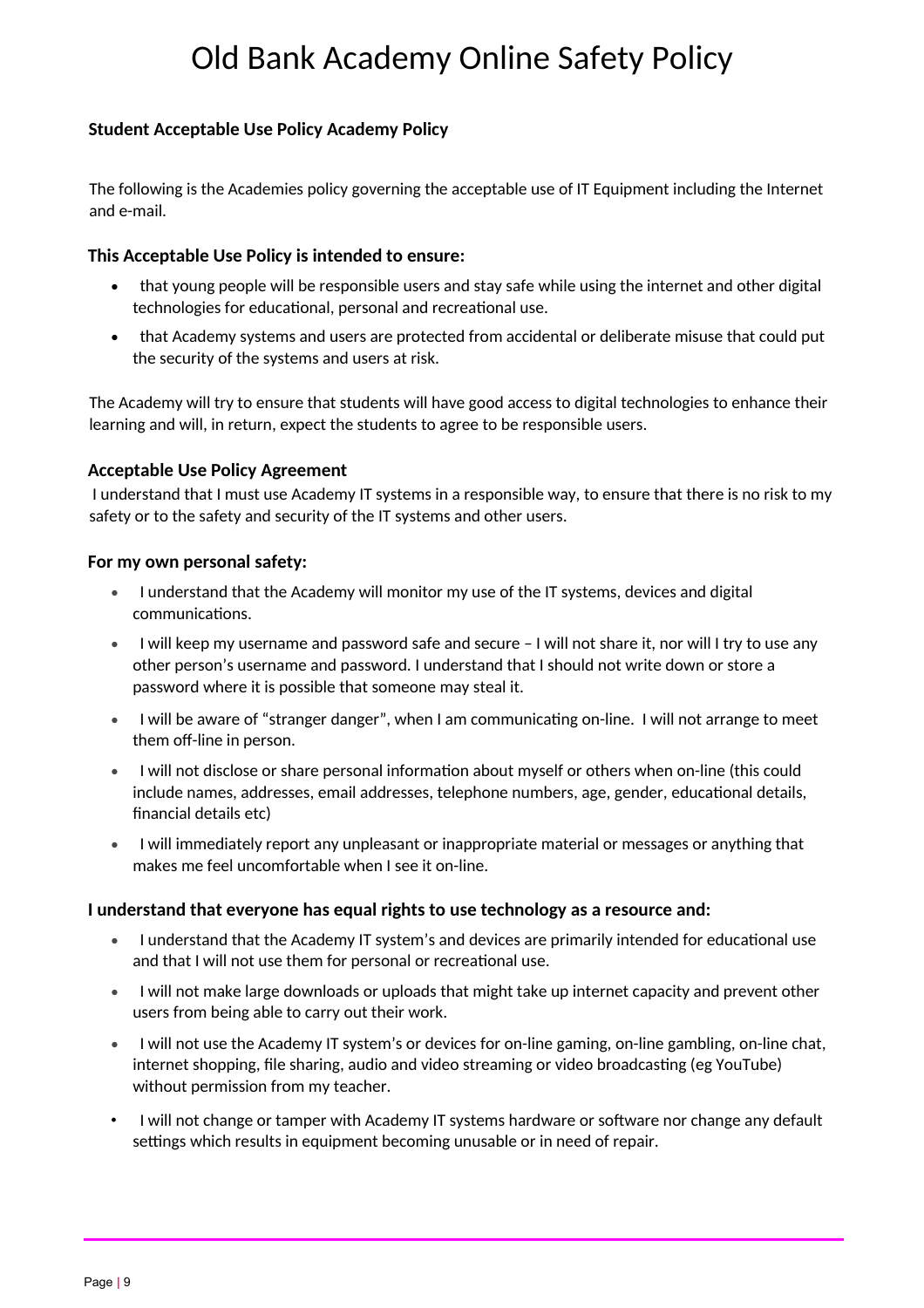# Old Bank Academy Online Safety Policy

**Student Acceptable Use Policy Academy Policy**

The following is the Academies policy governing the acceptable use of IT Equipment including the Internet and e-mail.

**This Acceptable Use Policy is intended to ensure:**

- that young people will be responsible users and stay safe while using the internet and other digital technologies for educational, personal and recreational use.
- that Academy systems and users are protected from accidental or deliberate misuse that could put the security of the systems and users at risk.

The Academy will try to ensure that students will have good access to digital technologies to enhance their learning and will, in return, expect the students to agree to be responsible users.

**Acceptable Use Policy Agreement**

I understand that I must use Academy IT systems in a responsible way, to ensure that there is no risk to my safety or to the safety and security of the IT systems and other users.

**For my own personal safety:**

- I understand that the Academy will monitor my use of the IT systems, devices and digital communications.
- I will keep my username and password safe and secure – I will not share it, nor will I try to use any other person's username and password. I understand that I should not write down or store a password where it is possible that someone may steal it.
- I will be aware of "stranger danger", when I am communicating on-line. I will not arrange to meet them off-line in person.
- I will not disclose or share personal information about myself or others when on-line (this could include names, addresses, email addresses, telephone numbers, age, gender, educational details, financial details etc)
- I will immediately report any unpleasant or inappropriate material or messages or anything that makes me feel uncomfortable when I see it on-line.

**I understand that everyone has equal rights to use technology as a resource and:**

- I understand that the Academy IT system's and devices are primarily intended for educational use and that I will not use them for personal or recreational use.
- I will not make large downloads or uploads that might take up internet capacity and prevent other users from being able to carry out their work.
- I will not use the Academy IT system's or devices for on-line gaming, on-line gambling, on-line chat, internet shopping, file sharing, audio and video streaming or video broadcasting (eg YouTube) without permission from my teacher.
- I will not change or tamper with Academy IT systems hardware or software nor change any default settings which results in equipment becoming unusable or in need of repair.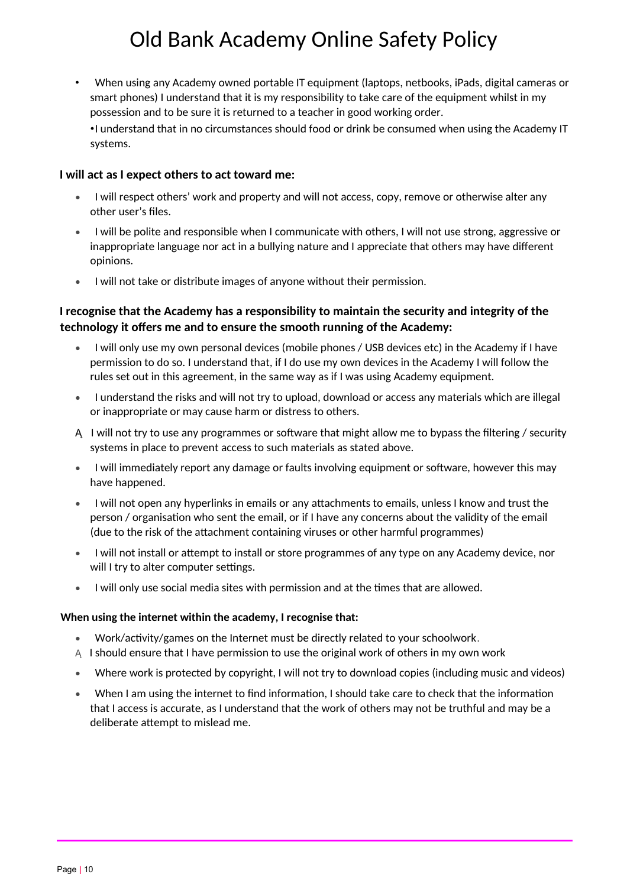# Old Bank Academy Online Safety Policy

- When using any Academy owned portable IT equipment (laptops, netbooks, iPads, digital cameras or smart phones) I understand that it is my responsibility to take care of the equipment whilst in my possession and to be sure it is returned to a teacher in good working order.

  •I understand that in no circumstances should food or drink be consumed when using the Academy IT systems.

**I will act as I expect others to act toward me:**

- I will respect others' work and property and will not access, copy, remove or otherwise alter any other user's files.
- I will be polite and responsible when I communicate with others, I will not use strong, aggressive or inappropriate language nor act in a bullying nature and I appreciate that others may have different opinions.
- I will not take or distribute images of anyone without their permission.

**I recognise that the Academy has a responsibility to maintain the security and integrity of the technology it offers me and to ensure the smooth running of the Academy:**

- I will only use my own personal devices (mobile phones / USB devices etc) in the Academy if I have permission to do so. I understand that, if I do use my own devices in the Academy I will follow the rules set out in this agreement, in the same way as if I was using Academy equipment.
- I understand the risks and will not try to upload, download or access any materials which are illegal or inappropriate or may cause harm or distress to others.
- I will not try to use any programmes or software that might allow me to bypass the filtering / security systems in place to prevent access to such materials as stated above.
- I will immediately report any damage or faults involving equipment or software, however this may have happened.
- I will not open any hyperlinks in emails or any attachments to emails, unless I know and trust the person / organisation who sent the email, or if I have any concerns about the validity of the email (due to the risk of the attachment containing viruses or other harmful programmes)
- I will not install or attempt to install or store programmes of any type on any Academy device, nor will I try to alter computer settings.
- I will only use social media sites with permission and at the times that are allowed.

**When using the internet within the academy, I recognise that:**

- Work/activity/games on the Internet must be directly related to your schoolwork.
- I should ensure that I have permission to use the original work of others in my own work
- Where work is protected by copyright, I will not try to download copies (including music and videos)
- When I am using the internet to find information, I should take care to check that the information that I access is accurate, as I understand that the work of others may not be truthful and may be a deliberate attempt to mislead me.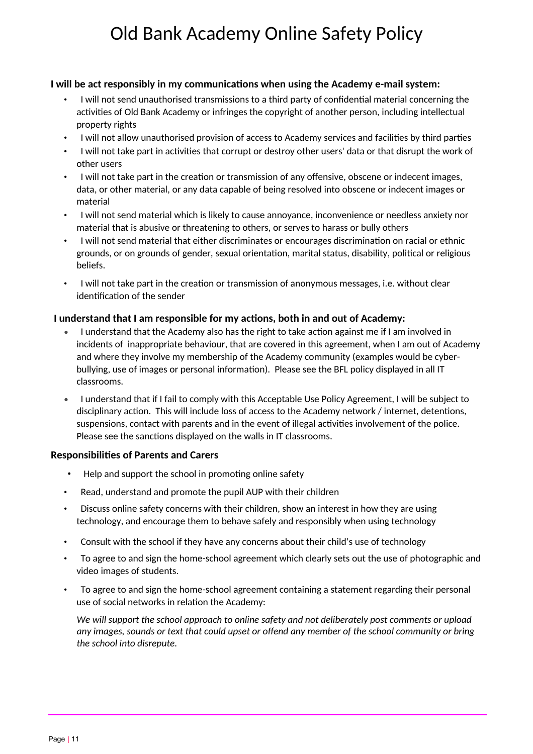# Old Bank Academy Online Safety Policy

**I will be act responsibly in my communications when using the Academy e-mail system:**

- I will not send unauthorised transmissions to a third party of confidential material concerning the activities of Old Bank Academy or infringes the copyright of another person, including intellectual property rights
- I will not allow unauthorised provision of access to Academy services and facilities by third parties
- I will not take part in activities that corrupt or destroy other users' data or that disrupt the work of other users
- I will not take part in the creation or transmission of any offensive, obscene or indecent images, data, or other material, or any data capable of being resolved into obscene or indecent images or material
- I will not send material which is likely to cause annoyance, inconvenience or needless anxiety nor material that is abusive or threatening to others, or serves to harass or bully others
- I will not send material that either discriminates or encourages discrimination on racial or ethnic grounds, or on grounds of gender, sexual orientation, marital status, disability, political or religious beliefs.
- I will not take part in the creation or transmission of anonymous messages, i.e. without clear identification of the sender

**I understand that I am responsible for my actions, both in and out of Academy:**

- I understand that the Academy also has the right to take action against me if I am involved in incidents of inappropriate behaviour, that are covered in this agreement, when I am out of Academy and where they involve my membership of the Academy community (examples would be cyber-bullying, use of images or personal information). Please see the BFL policy displayed in all IT classrooms.
- I understand that if I fail to comply with this Acceptable Use Policy Agreement, I will be subject to disciplinary action. This will include loss of access to the Academy network / internet, detentions, suspensions, contact with parents and in the event of illegal activities involvement of the police. Please see the sanctions displayed on the walls in IT classrooms.

**Responsibilities of Parents and Carers**

- Help and support the school in promoting online safety
- Read, understand and promote the pupil AUP with their children
- Discuss online safety concerns with their children, show an interest in how they are using technology, and encourage them to behave safely and responsibly when using technology
- Consult with the school if they have any concerns about their child's use of technology
- To agree to and sign the home-school agreement which clearly sets out the use of photographic and video images of students.
- To agree to and sign the home-school agreement containing a statement regarding their personal use of social networks in relation the Academy:

  *We will support the school approach to online safety and not deliberately post comments or upload any images, sounds or text that could upset or offend any member of the school community or bring the school into disrepute.*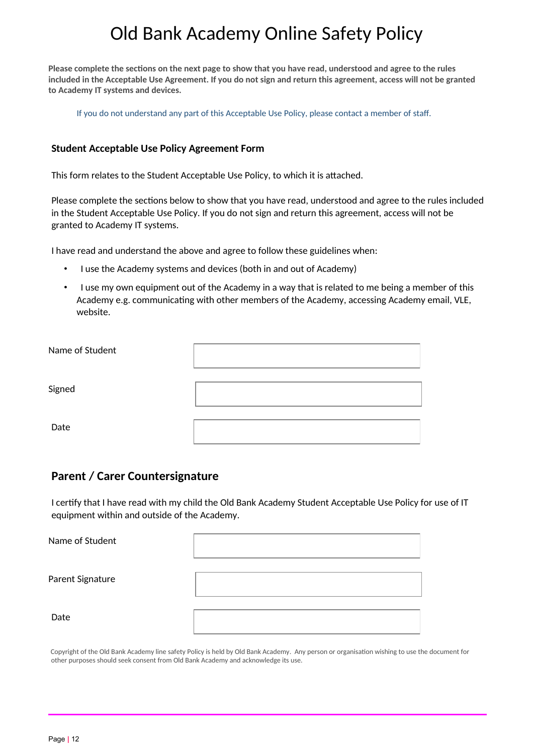# Old Bank Academy Online Safety Policy

**Please complete the sections on the next page to show that you have read, understood and agree to the rules included in the Acceptable Use Agreement. If you do not sign and return this agreement, access will not be granted to Academy IT systems and devices.**

If you do not understand any part of this Acceptable Use Policy, please contact a member of staff.

### Student Acceptable Use Policy Agreement Form

This form relates to the Student Acceptable Use Policy, to which it is attached.

Please complete the sections below to show that you have read, understood and agree to the rules included in the Student Acceptable Use Policy. If you do not sign and return this agreement, access will not be granted to Academy IT systems.

I have read and understand the above and agree to follow these guidelines when:

- I use the Academy systems and devices (both in and out of Academy)
- I use my own equipment out of the Academy in a way that is related to me being a member of this Academy e.g. communicating with other members of the Academy, accessing Academy email, VLE, website.

| | |
|---|---|
| Name of Student | |
| Signed | |
| Date | |

## Parent / Carer Countersignature

I certify that I have read with my child the Old Bank Academy Student Acceptable Use Policy for use of IT equipment within and outside of the Academy.

| | |
|---|---|
| Name of Student | |
| Parent Signature | |
| Date | |

Copyright of the Old Bank Academy line safety Policy is held by Old Bank Academy. Any person or organisation wishing to use the document for other purposes should seek consent from Old Bank Academy and acknowledge its use.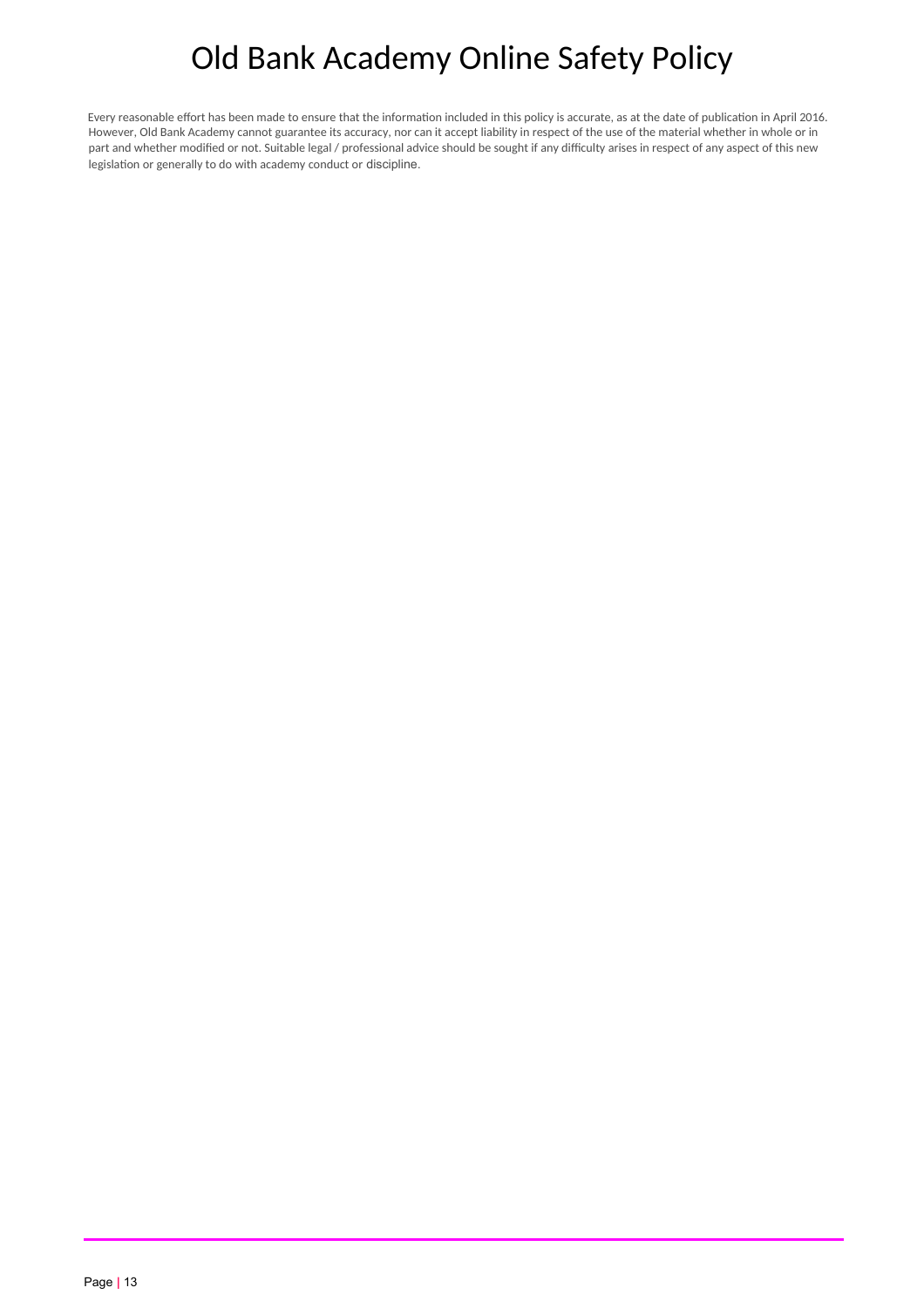# Old Bank Academy Online Safety Policy

Every reasonable effort has been made to ensure that the information included in this policy is accurate, as at the date of publication in April 2016. However, Old Bank Academy cannot guarantee its accuracy, nor can it accept liability in respect of the use of the material whether in whole or in part and whether modified or not. Suitable legal / professional advice should be sought if any difficulty arises in respect of any aspect of this new legislation or generally to do with academy conduct or discipline.